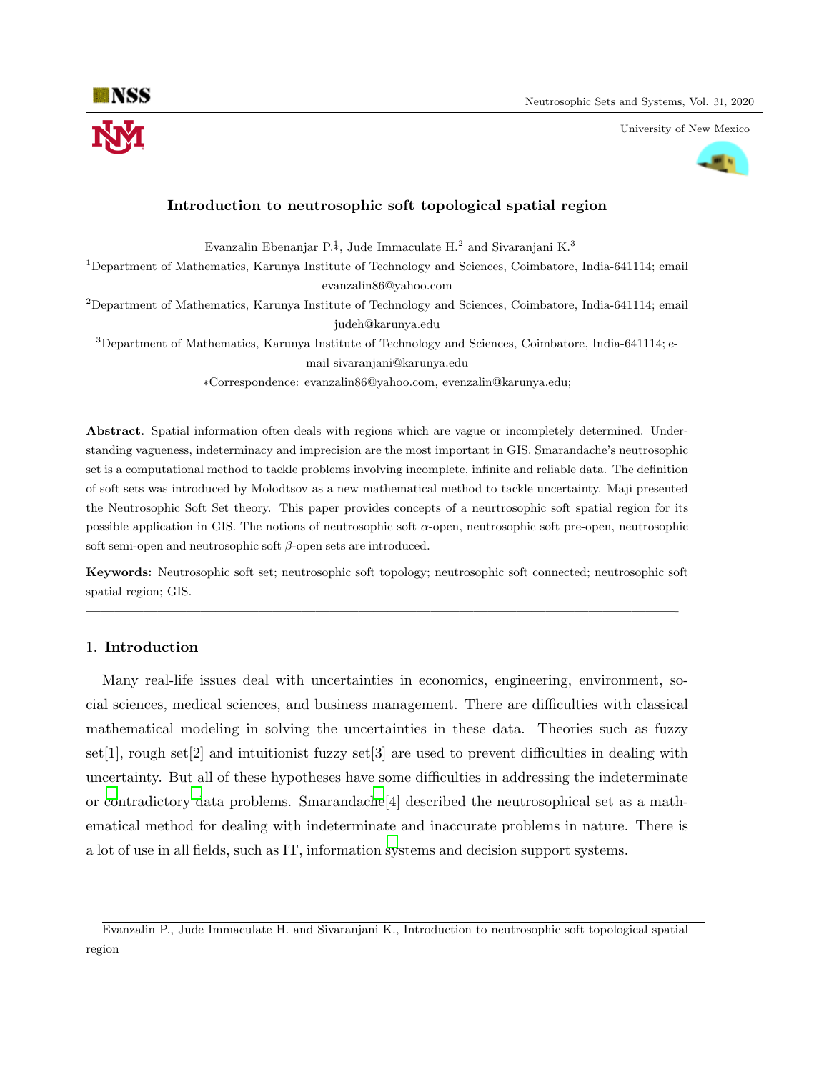# Introduction to neutrosophic soft topological spatial region

Evanzalin Ebenanjar P.[1,*], Jude Immaculate H.[2] and Sivaranjani K.[3]

[1]Department of Mathematics, Karunya Institute of Technology and Sciences, Coimbatore, India-641114; email evanzalin86@yahoo.com

[2]Department of Mathematics, Karunya Institute of Technology and Sciences, Coimbatore, India-641114; email judeh@karunya.edu

[3]Department of Mathematics, Karunya Institute of Technology and Sciences, Coimbatore, India-641114; e-mail sivaranjani@karunya.edu

*Correspondence: evanzalin86@yahoo.com, evenzalin@karunya.edu;

**Abstract**. Spatial information often deals with regions which are vague or incompletely determined. Understanding vagueness, indeterminacy and imprecision are the most important in GIS. Smarandache's neutrosophic set is a computational method to tackle problems involving incomplete, infinite and reliable data. The definition of soft sets was introduced by Molodtsov as a new mathematical method to tackle uncertainty. Maji presented the Neutrosophic Soft Set theory. This paper provides concepts of a neurtrosophic soft spatial region for its possible application in GIS. The notions of neutrosophic soft $\alpha$-open, neutrosophic soft pre-open, neutrosophic soft semi-open and neutrosophic soft $\beta$-open sets are introduced.

**Keywords:** Neutrosophic soft set; neutrosophic soft topology; neutrosophic soft connected; neutrosophic soft spatial region; GIS.

---

## 1. Introduction

Many real-life issues deal with uncertainties in economics, engineering, environment, social sciences, medical sciences, and business management. There are difficulties with classical mathematical modeling in solving the uncertainties in these data. Theories such as fuzzy set[1], rough set[2] and intuitionist fuzzy set[3] are used to prevent difficulties in dealing with uncertainty. But all of these hypotheses have some difficulties in addressing the indeterminate or contradictory data problems. Smarandache[4] described the neutrosophical set as a mathematical method for dealing with indeterminate and inaccurate problems in nature. There is a lot of use in all fields, such as IT, information systems and decision support systems.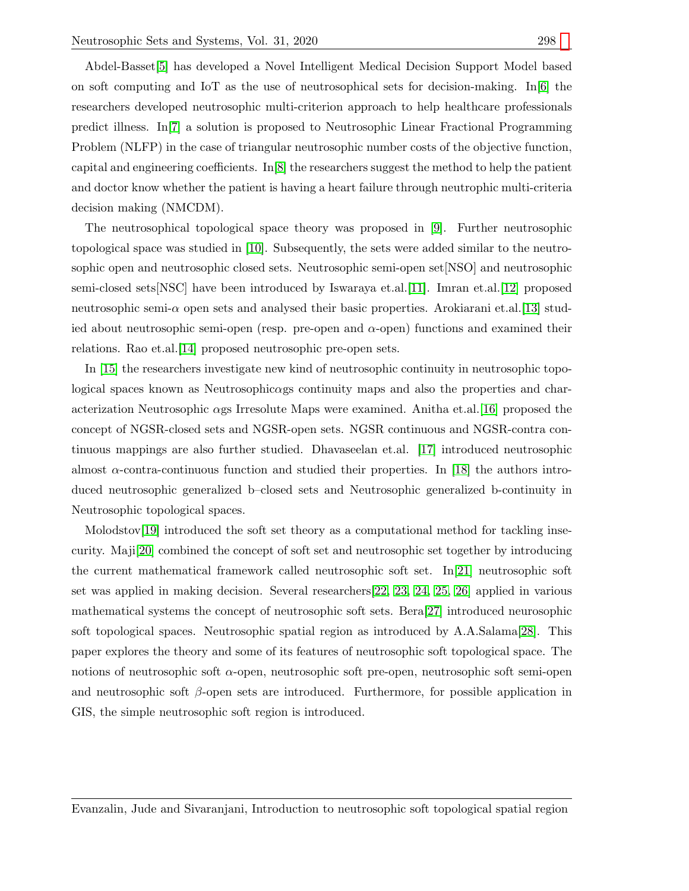Abdel-Basset[5] has developed a Novel Intelligent Medical Decision Support Model based on soft computing and IoT as the use of neutrosophical sets for decision-making. In[6] the researchers developed neutrosophic multi-criterion approach to help healthcare professionals predict illness. In[7] a solution is proposed to Neutrosophic Linear Fractional Programming Problem (NLFP) in the case of triangular neutrosophic number costs of the objective function, capital and engineering coefficients. In[8] the researchers suggest the method to help the patient and doctor know whether the patient is having a heart failure through neutrophic multi-criteria decision making (NMCDM).

The neutrosophical topological space theory was proposed in [9]. Further neutrosophic topological space was studied in [10]. Subsequently, the sets were added similar to the neutrosophic open and neutrosophic closed sets. Neutrosophic semi-open set[NSO] and neutrosophic semi-closed sets[NSC] have been introduced by Iswaraya et.al.[11]. Imran et.al.[12] proposed neutrosophic semi-$\alpha$ open sets and analysed their basic properties. Arokiarani et.al.[13] studied about neutrosophic semi-open (resp. pre-open and $\alpha$-open) functions and examined their relations. Rao et.al.[14] proposed neutrosophic pre-open sets.

In [15] the researchers investigate new kind of neutrosophic continuity in neutrosophic topological spaces known as Neutrosophic$\alpha$gs continuity maps and also the properties and characterization Neutrosophic $\alpha$gs Irresolute Maps were examined. Anitha et.al.[16] proposed the concept of NGSR-closed sets and NGSR-open sets. NGSR continuous and NGSR-contra continuous mappings are also further studied. Dhavaseelan et.al. [17] introduced neutrosophic almost $\alpha$-contra-continuous function and studied their properties. In [18] the authors introduced neutrosophic generalized b–closed sets and Neutrosophic generalized b-continuity in Neutrosophic topological spaces.

Molodstov[19] introduced the soft set theory as a computational method for tackling insecurity. Maji[20] combined the concept of soft set and neutrosophic set together by introducing the current mathematical framework called neutrosophic soft set. In[21] neutrosophic soft set was applied in making decision. Several researchers[22, 23, 24, 25, 26] applied in various mathematical systems the concept of neutrosophic soft sets. Bera[27] introduced neurosophic soft topological spaces. Neutrosophic spatial region as introduced by A.A.Salama[28]. This paper explores the theory and some of its features of neutrosophic soft topological space. The notions of neutrosophic soft $\alpha$-open, neutrosophic soft pre-open, neutrosophic soft semi-open and neutrosophic soft $\beta$-open sets are introduced. Furthermore, for possible application in GIS, the simple neutrosophic soft region is introduced.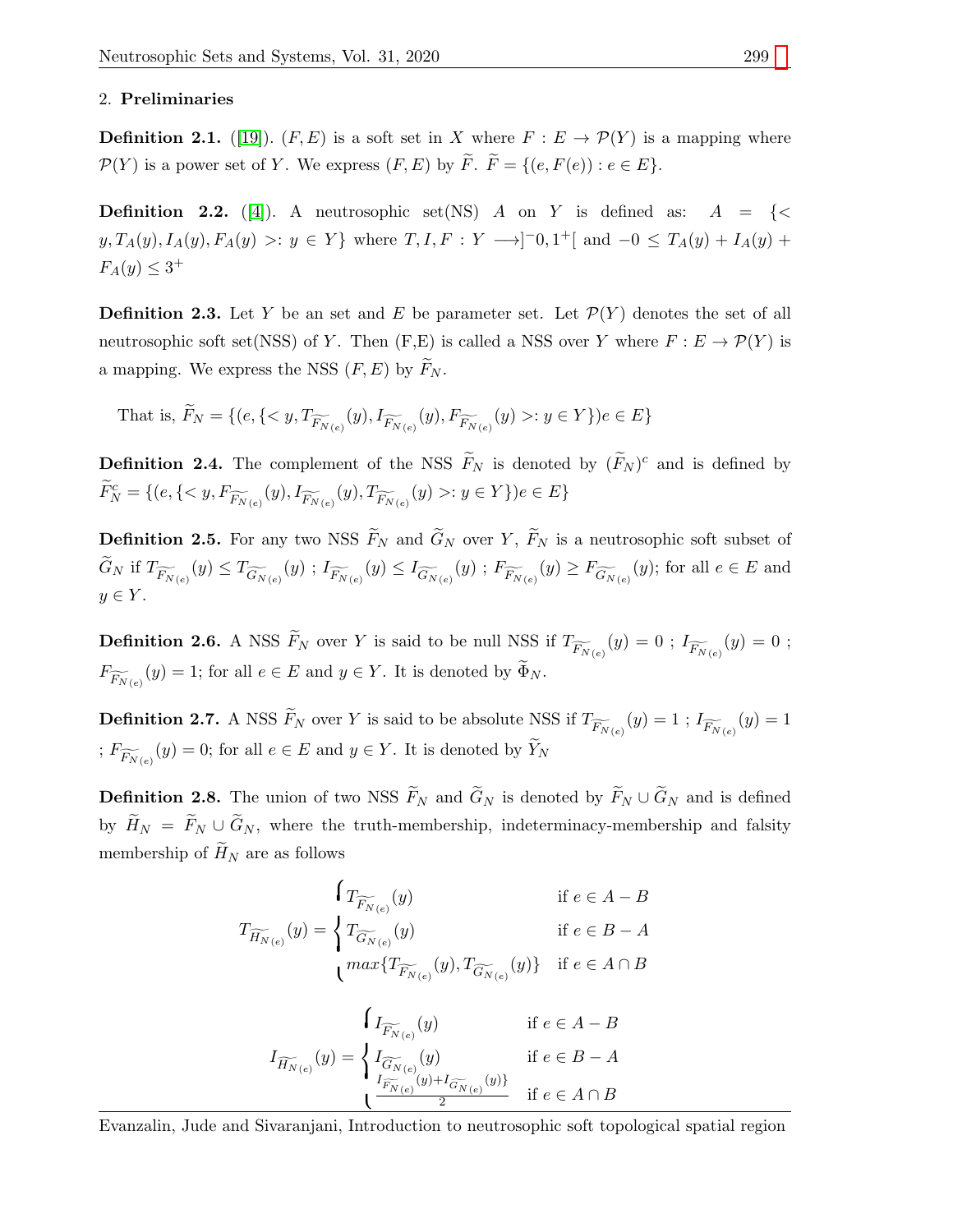## 2. **Preliminaries**

**Definition 2.1.** ([19]). $(F, E)$ is a soft set in $X$ where $F : E \to \mathcal{P}(Y)$ is a mapping where $\mathcal{P}(Y)$ is a power set of $Y$. We express $(F, E)$ by $\widetilde{F}$. $\widetilde{F} = \{(e, F(e)) : e \in E\}$.

**Definition 2.2.** ([4]). A neutrosophic set(NS) $A$ on $Y$ is defined as: $A = \{< y, T_A(y), I_A(y), F_A(y) >: y \in Y\}$ where $T, I, F : Y \longrightarrow ]^-0, 1^+[$ and $-0 \leq T_A(y) + I_A(y) + F_A(y) \leq 3^+$

**Definition 2.3.** Let $Y$ be an set and $E$ be parameter set. Let $\mathcal{P}(Y)$ denotes the set of all neutrosophic soft set(NSS) of $Y$. Then (F,E) is called a NSS over $Y$ where $F : E \to \mathcal{P}(Y)$ is a mapping. We express the NSS $(F, E)$ by $\widetilde{F}_N$.

That is, $\widetilde{F}_N = \{(e, \{< y, T_{\widetilde{F_{N(e)}}}(y), I_{\widetilde{F_{N(e)}}}(y), F_{\widetilde{F_{N(e)}}}(y) >: y \in Y\})e \in E\}$

**Definition 2.4.** The complement of the NSS $\widetilde{F}_N$ is denoted by $(\widetilde{F}_N)^c$ and is defined by $\widetilde{F}_N^c = \{(e, \{< y, F_{\widetilde{F_{N(e)}}}(y), I_{\widetilde{F_{N(e)}}}(y), T_{\widetilde{F_{N(e)}}}(y) >: y \in Y\})e \in E\}$

**Definition 2.5.** For any two NSS $\widetilde{F}_N$ and $\widetilde{G}_N$ over $Y$, $\widetilde{F}_N$ is a neutrosophic soft subset of $\widetilde{G}_N$ if $T_{\widetilde{F_{N(e)}}}(y) \leq T_{\widetilde{G_{N(e)}}}(y)$ ; $I_{\widetilde{F_{N(e)}}}(y) \leq I_{\widetilde{G_{N(e)}}}(y)$ ; $F_{\widetilde{F_{N(e)}}}(y) \geq F_{\widetilde{G_{N(e)}}}(y)$; for all $e \in E$ and $y \in Y$.

**Definition 2.6.** A NSS $\widetilde{F}_N$ over $Y$ is said to be null NSS if $T_{\widetilde{F_{N(e)}}}(y) = 0$ ; $I_{\widetilde{F_{N(e)}}}(y) = 0$ ; $F_{\widetilde{F_{N(e)}}}(y) = 1$; for all $e \in E$ and $y \in Y$. It is denoted by $\widetilde{\Phi}_N$.

**Definition 2.7.** A NSS $\widetilde{F}_N$ over $Y$ is said to be absolute NSS if $T_{\widetilde{F_{N(e)}}}(y) = 1$ ; $I_{\widetilde{F_{N(e)}}}(y) = 1$ ; $F_{\widetilde{F_{N(e)}}}(y) = 0$; for all $e \in E$ and $y \in Y$. It is denoted by $\widetilde{Y}_N$

**Definition 2.8.** The union of two NSS $\widetilde{F}_N$ and $\widetilde{G}_N$ is denoted by $\widetilde{F}_N \cup \widetilde{G}_N$ and is defined by $\widetilde{H}_N = \widetilde{F}_N \cup \widetilde{G}_N$, where the truth-membership, indeterminacy-membership and falsity membership of $\widetilde{H}_N$ are as follows

$$T_{\widetilde{H_{N(e)}}}(y) = \begin{cases} T_{\widetilde{F_{N(e)}}}(y) & \text{if } e \in A - B \\ T_{\widetilde{G_{N(e)}}}(y) & \text{if } e \in B - A \\ max\{T_{\widetilde{F_{N(e)}}}(y), T_{\widetilde{G_{N(e)}}}(y)\} & \text{if } e \in A \cap B \end{cases}$$

$$I_{\widetilde{H_{N(e)}}}(y) = \begin{cases} I_{\widetilde{F_{N(e)}}}(y) & \text{if } e \in A - B \\ I_{\widetilde{G_{N(e)}}}(y) & \text{if } e \in B - A \\ \frac{I_{\widetilde{F_{N(e)}}}(y) + I_{\widetilde{G_{N(e)}}}(y)\}}{2} & \text{if } e \in A \cap B \end{cases}$$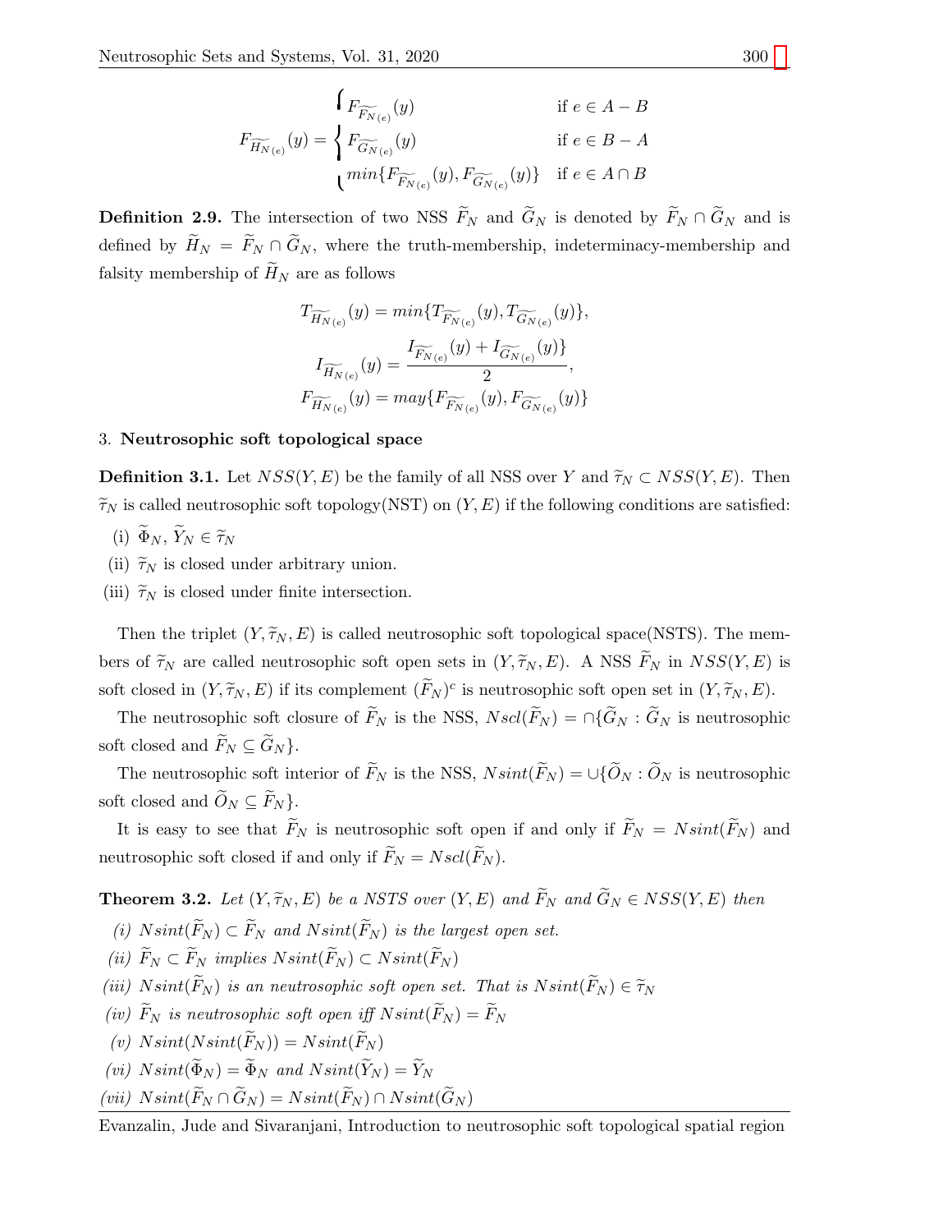$$F_{\widetilde{H_N}_{(e)}}(y) = \begin{cases} F_{\widetilde{F_N}_{(e)}}(y) & \text{if } e \in A - B \\ F_{\widetilde{G_N}_{(e)}}(y) & \text{if } e \in B - A \\ min\{F_{\widetilde{F_N}_{(e)}}(y), F_{\widetilde{G_N}_{(e)}}(y)\} & \text{if } e \in A \cap B \end{cases}$$

**Definition 2.9.** The intersection of two NSS $\widetilde{F}_N$ and $\widetilde{G}_N$ is denoted by $\widetilde{F}_N \cap \widetilde{G}_N$ and is defined by $\widetilde{H}_N = \widetilde{F}_N \cap \widetilde{G}_N$, where the truth-membership, indeterminacy-membership and falsity membership of $\widetilde{H}_N$ are as follows

$$T_{\widetilde{H_N}_{(e)}}(y) = min\{T_{\widetilde{F_N}_{(e)}}(y), T_{\widetilde{G_N}_{(e)}}(y)\},$$
$$I_{\widetilde{H_N}_{(e)}}(y) = \frac{I_{\widetilde{F_N}_{(e)}}(y) + I_{\widetilde{G_N}_{(e)}}(y)\}}{2},$$
$$F_{\widetilde{H_N}_{(e)}}(y) = may\{F_{\widetilde{F_N}_{(e)}}(y), F_{\widetilde{G_N}_{(e)}}(y)\}$$

## 3. **Neutrosophic soft topological space**

**Definition 3.1.** Let $NSS(Y, E)$ be the family of all NSS over $Y$ and $\widetilde{\tau}_N \subset NSS(Y, E)$. Then $\widetilde{\tau}_N$ is called neutrosophic soft topology(NST) on $(Y, E)$ if the following conditions are satisfied:

(i) $\widetilde{\Phi}_N, \widetilde{Y}_N \in \widetilde{\tau}_N$

(ii) $\widetilde{\tau}_N$ is closed under arbitrary union.

(iii) $\widetilde{\tau}_N$ is closed under finite intersection.

Then the triplet $(Y, \widetilde{\tau}_N, E)$ is called neutrosophic soft topological space(NSTS). The members of $\widetilde{\tau}_N$ are called neutrosophic soft open sets in $(Y, \widetilde{\tau}_N, E)$. A NSS $\widetilde{F}_N$ in $NSS(Y, E)$ is soft closed in $(Y, \widetilde{\tau}_N, E)$ if its complement $(\widetilde{F}_N)^c$ is neutrosophic soft open set in $(Y, \widetilde{\tau}_N, E)$.

The neutrosophic soft closure of $\widetilde{F}_N$ is the NSS, $Nscl(\widetilde{F}_N) = \cap\{\widetilde{G}_N : \widetilde{G}_N$ is neutrosophic soft closed and $\widetilde{F}_N \subseteq \widetilde{G}_N\}$.

The neutrosophic soft interior of $\widetilde{F}_N$ is the NSS, $Nsint(\widetilde{F}_N) = \cup\{\widetilde{O}_N : \widetilde{O}_N$ is neutrosophic soft closed and $\widetilde{O}_N \subseteq \widetilde{F}_N\}$.

It is easy to see that $\widetilde{F}_N$ is neutrosophic soft open if and only if $\widetilde{F}_N = Nsint(\widetilde{F}_N)$ and neutrosophic soft closed if and only if $\widetilde{F}_N = Nscl(\widetilde{F}_N)$.

**Theorem 3.2.** *Let $(Y, \widetilde{\tau}_N, E)$ be a NSTS over $(Y, E)$ and $\widetilde{F}_N$ and $\widetilde{G}_N \in NSS(Y, E)$ then*

*(i) $Nsint(\widetilde{F}_N) \subset \widetilde{F}_N$ and $Nsint(\widetilde{F}_N)$ is the largest open set.*

*(ii) $\widetilde{F}_N \subset \widetilde{F}_N$ implies $Nsint(\widetilde{F}_N) \subset Nsint(\widetilde{F}_N)$*

*(iii) $Nsint(\widetilde{F}_N)$ is an neutrosophic soft open set. That is $Nsint(\widetilde{F}_N) \in \widetilde{\tau}_N$*

*(iv) $\widetilde{F}_N$ is neutrosophic soft open iff $Nsint(\widetilde{F}_N) = \widetilde{F}_N$*

*(v) $Nsint(Nsint(\widetilde{F}_N)) = Nsint(\widetilde{F}_N)$*

*(vi) $Nsint(\widetilde{\Phi}_N) = \widetilde{\Phi}_N$ and $Nsint(\widetilde{Y}_N) = \widetilde{Y}_N$*

*(vii) $Nsint(\widetilde{F}_N \cap \widetilde{G}_N) = Nsint(\widetilde{F}_N) \cap Nsint(\widetilde{G}_N)$*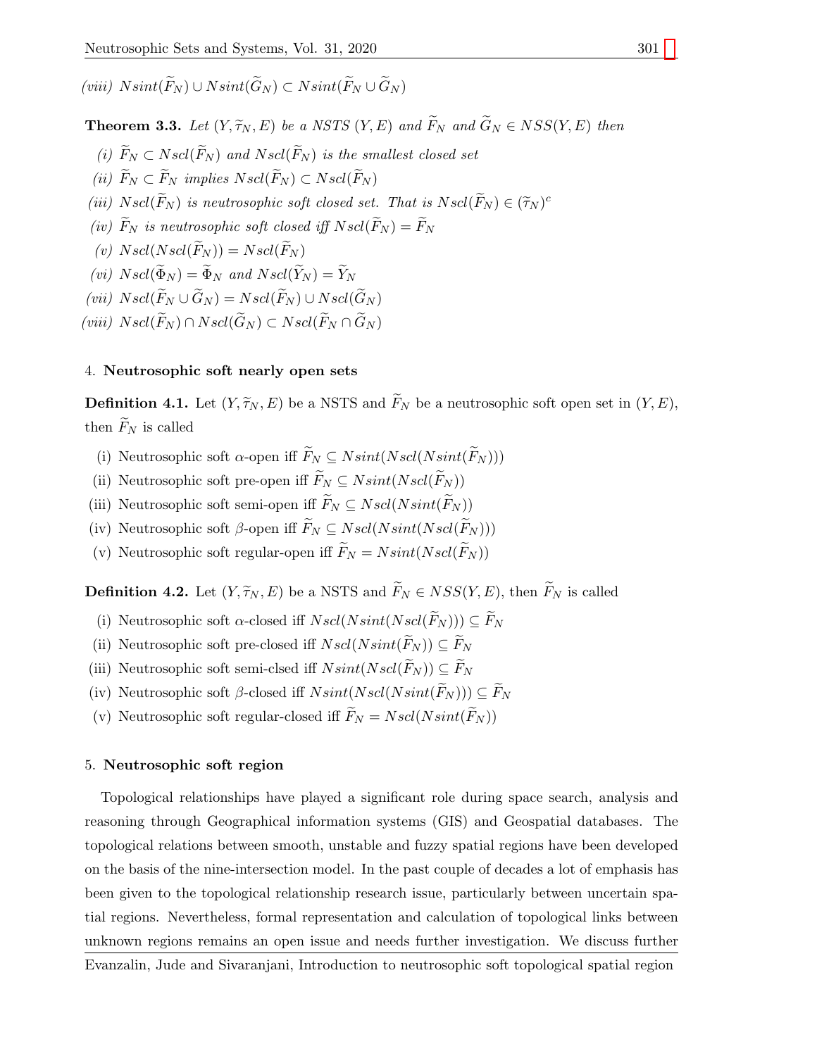*(viii)* $Nsint(\widetilde{F}_N) \cup Nsint(\widetilde{G}_N) \subset Nsint(\widetilde{F}_N \cup \widetilde{G}_N)$

**Theorem 3.3.** *Let $(Y, \widetilde{\tau}_N, E)$ be a NSTS $(Y, E)$ and $\widetilde{F}_N$ and $\widetilde{G}_N \in NSS(Y, E)$ then*

*(i)* $\widetilde{F}_N \subset Nscl(\widetilde{F}_N)$ *and* $Nscl(\widetilde{F}_N)$ *is the smallest closed set*

*(ii)* $\widetilde{F}_N \subset \widetilde{F}_N$ *implies* $Nscl(\widetilde{F}_N) \subset Nscl(\widetilde{F}_N)$

*(iii)* $Nscl(\widetilde{F}_N)$ *is neutrosophic soft closed set. That is* $Nscl(\widetilde{F}_N) \in (\widetilde{\tau}_N)^c$

*(iv)* $\widetilde{F}_N$ *is neutrosophic soft closed iff* $Nscl(\widetilde{F}_N) = \widetilde{F}_N$

*(v)* $Nscl(Nscl(\widetilde{F}_N)) = Nscl(\widetilde{F}_N)$

*(vi)* $Nscl(\widetilde{\Phi}_N) = \widetilde{\Phi}_N$ *and* $Nscl(\widetilde{Y}_N) = \widetilde{Y}_N$

*(vii)* $Nscl(\widetilde{F}_N \cup \widetilde{G}_N) = Nscl(\widetilde{F}_N) \cup Nscl(\widetilde{G}_N)$

*(viii)* $Nscl(\widetilde{F}_N) \cap Nscl(\widetilde{G}_N) \subset Nscl(\widetilde{F}_N \cap \widetilde{G}_N)$

## 4. Neutrosophic soft nearly open sets

**Definition 4.1.** Let $(Y, \widetilde{\tau}_N, E)$ be a NSTS and $\widetilde{F}_N$ be a neutrosophic soft open set in $(Y, E)$, then $\widetilde{F}_N$ is called

(i) Neutrosophic soft $\alpha$-open iff $\widetilde{F}_N \subseteq Nsint(Nscl(Nsint(\widetilde{F}_N)))$

(ii) Neutrosophic soft pre-open iff $\widetilde{F}_N \subseteq Nsint(Nscl(\widetilde{F}_N))$

(iii) Neutrosophic soft semi-open iff $\widetilde{F}_N \subseteq Nscl(Nsint(\widetilde{F}_N))$

(iv) Neutrosophic soft $\beta$-open iff $\widetilde{F}_N \subseteq Nscl(Nsint(Nscl(\widetilde{F}_N)))$

(v) Neutrosophic soft regular-open iff $\widetilde{F}_N = Nsint(Nscl(\widetilde{F}_N))$

**Definition 4.2.** Let $(Y, \widetilde{\tau}_N, E)$ be a NSTS and $\widetilde{F}_N \in NSS(Y, E)$, then $\widetilde{F}_N$ is called

(i) Neutrosophic soft $\alpha$-closed iff $Nscl(Nsint(Nscl(\widetilde{F}_N))) \subseteq \widetilde{F}_N$

(ii) Neutrosophic soft pre-closed iff $Nscl(Nsint(\widetilde{F}_N)) \subseteq \widetilde{F}_N$

(iii) Neutrosophic soft semi-clsed iff $Nsint(Nscl(\widetilde{F}_N)) \subseteq \widetilde{F}_N$

(iv) Neutrosophic soft $\beta$-closed iff $Nsint(Nscl(Nsint(\widetilde{F}_N))) \subseteq \widetilde{F}_N$

(v) Neutrosophic soft regular-closed iff $\widetilde{F}_N = Nscl(Nsint(\widetilde{F}_N))$

## 5. Neutrosophic soft region

Topological relationships have played a significant role during space search, analysis and reasoning through Geographical information systems (GIS) and Geospatial databases. The topological relations between smooth, unstable and fuzzy spatial regions have been developed on the basis of the nine-intersection model. In the past couple of decades a lot of emphasis has been given to the topological relationship research issue, particularly between uncertain spatial regions. Nevertheless, formal representation and calculation of topological links between unknown regions remains an open issue and needs further investigation. We discuss further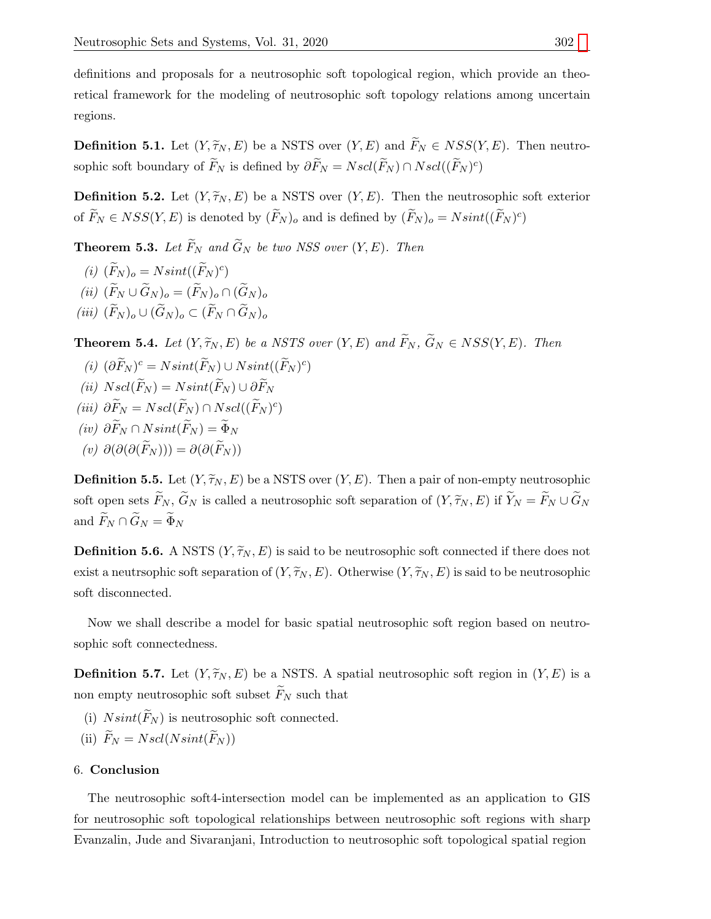definitions and proposals for a neutrosophic soft topological region, which provide an theoretical framework for the modeling of neutrosophic soft topology relations among uncertain regions.

**Definition 5.1.** Let $(Y, \widetilde{\tau}_N, E)$ be a NSTS over $(Y, E)$ and $\widetilde{F}_N \in NSS(Y, E)$. Then neutrosophic soft boundary of $\widetilde{F}_N$ is defined by $\partial \widetilde{F}_N = Nscl(\widetilde{F}_N) \cap Nscl((\widetilde{F}_N)^c)$

**Definition 5.2.** Let $(Y, \widetilde{\tau}_N, E)$ be a NSTS over $(Y, E)$. Then the neutrosophic soft exterior of $\widetilde{F}_N \in NSS(Y, E)$ is denoted by $(\widetilde{F}_N)_o$ and is defined by $(\widetilde{F}_N)_o = Nsint((\widetilde{F}_N)^c)$

**Theorem 5.3.** *Let $\widetilde{F}_N$ and $\widetilde{G}_N$ be two NSS over $(Y, E)$. Then*

(i) $(\widetilde{F}_N)_o = Nsint((\widetilde{F}_N)^c)$

(ii) $(\widetilde{F}_N \cup \widetilde{G}_N)_o = (\widetilde{F}_N)_o \cap (\widetilde{G}_N)_o$

(iii) $(\widetilde{F}_N)_o \cup (\widetilde{G}_N)_o \subset (\widetilde{F}_N \cap \widetilde{G}_N)_o$

**Theorem 5.4.** *Let $(Y, \widetilde{\tau}_N, E)$ be a NSTS over $(Y, E)$ and $\widetilde{F}_N$, $\widetilde{G}_N \in NSS(Y, E)$. Then*

(i) $(\partial \widetilde{F}_N)^c = Nsint(\widetilde{F}_N) \cup Nsint((\widetilde{F}_N)^c)$

(ii) $Nscl(\widetilde{F}_N) = Nsint(\widetilde{F}_N) \cup \partial \widetilde{F}_N$

(iii) $\partial \widetilde{F}_N = Nscl(\widetilde{F}_N) \cap Nscl((\widetilde{F}_N)^c)$

(iv) $\partial \widetilde{F}_N \cap Nsint(\widetilde{F}_N) = \widetilde{\Phi}_N$

(v) $\partial(\partial(\partial(\widetilde{F}_N))) = \partial(\partial(\widetilde{F}_N))$

**Definition 5.5.** Let $(Y, \widetilde{\tau}_N, E)$ be a NSTS over $(Y, E)$. Then a pair of non-empty neutrosophic soft open sets $\widetilde{F}_N$, $\widetilde{G}_N$ is called a neutrosophic soft separation of $(Y, \widetilde{\tau}_N, E)$ if $\widetilde{Y}_N = \widetilde{F}_N \cup \widetilde{G}_N$ and $\widetilde{F}_N \cap \widetilde{G}_N = \widetilde{\Phi}_N$

**Definition 5.6.** A NSTS $(Y, \widetilde{\tau}_N, E)$ is said to be neutrosophic soft connected if there does not exist a neutrsophic soft separation of $(Y, \widetilde{\tau}_N, E)$. Otherwise $(Y, \widetilde{\tau}_N, E)$ is said to be neutrosophic soft disconnected.

Now we shall describe a model for basic spatial neutrosophic soft region based on neutrosophic soft connectedness.

**Definition 5.7.** Let $(Y, \widetilde{\tau}_N, E)$ be a NSTS. A spatial neutrosophic soft region in $(Y, E)$ is a non empty neutrosophic soft subset $\widetilde{F}_N$ such that

(i) $Nsint(\widetilde{F}_N)$ is neutrosophic soft connected.

(ii) $\widetilde{F}_N = Nscl(Nsint(\widetilde{F}_N))$

## 6. **Conclusion**

The neutrosophic soft4-intersection model can be implemented as an application to GIS for neutrosophic soft topological relationships between neutrosophic soft regions with sharp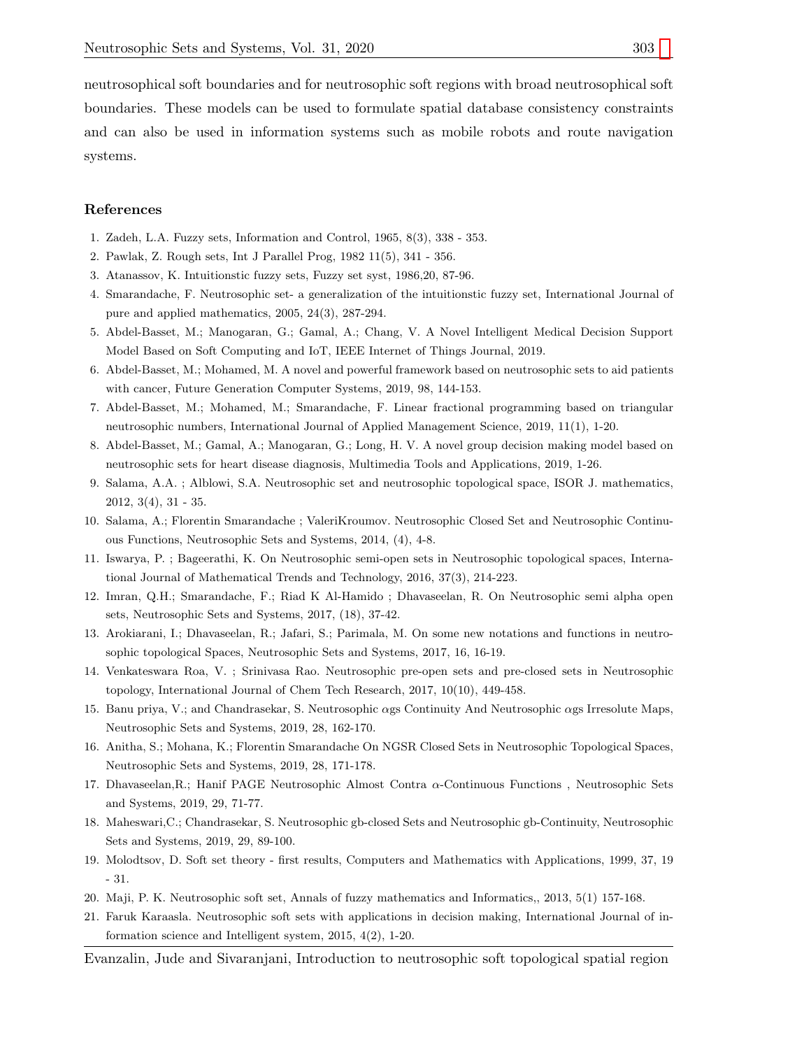neutrosophical soft boundaries and for neutrosophic soft regions with broad neutrosophical soft boundaries. These models can be used to formulate spatial database consistency constraints and can also be used in information systems such as mobile robots and route navigation systems.

## References

1. Zadeh, L.A. Fuzzy sets, Information and Control, 1965, 8(3), 338 - 353.
2. Pawlak, Z. Rough sets, Int J Parallel Prog, 1982 11(5), 341 - 356.
3. Atanassov, K. Intuitionstic fuzzy sets, Fuzzy set syst, 1986,20, 87-96.
4. Smarandache, F. Neutrosophic set- a generalization of the intuitionstic fuzzy set, International Journal of pure and applied mathematics, 2005, 24(3), 287-294.
5. Abdel-Basset, M.; Manogaran, G.; Gamal, A.; Chang, V. A Novel Intelligent Medical Decision Support Model Based on Soft Computing and IoT, IEEE Internet of Things Journal, 2019.
6. Abdel-Basset, M.; Mohamed, M. A novel and powerful framework based on neutrosophic sets to aid patients with cancer, Future Generation Computer Systems, 2019, 98, 144-153.
7. Abdel-Basset, M.; Mohamed, M.; Smarandache, F. Linear fractional programming based on triangular neutrosophic numbers, International Journal of Applied Management Science, 2019, 11(1), 1-20.
8. Abdel-Basset, M.; Gamal, A.; Manogaran, G.; Long, H. V. A novel group decision making model based on neutrosophic sets for heart disease diagnosis, Multimedia Tools and Applications, 2019, 1-26.
9. Salama, A.A. ; Alblowi, S.A. Neutrosophic set and neutrosophic topological space, ISOR J. mathematics, 2012, 3(4), 31 - 35.
10. Salama, A.; Florentin Smarandache ; ValeriKroumov. Neutrosophic Closed Set and Neutrosophic Continuous Functions, Neutrosophic Sets and Systems, 2014, (4), 4-8.
11. Iswarya, P. ; Bageerathi, K. On Neutrosophic semi-open sets in Neutrosophic topological spaces, International Journal of Mathematical Trends and Technology, 2016, 37(3), 214-223.
12. Imran, Q.H.; Smarandache, F.; Riad K Al-Hamido ; Dhavaseelan, R. On Neutrosophic semi alpha open sets, Neutrosophic Sets and Systems, 2017, (18), 37-42.
13. Arokiarani, I.; Dhavaseelan, R.; Jafari, S.; Parimala, M. On some new notations and functions in neutrosophic topological Spaces, Neutrosophic Sets and Systems, 2017, 16, 16-19.
14. Venkateswara Roa, V. ; Srinivasa Rao. Neutrosophic pre-open sets and pre-closed sets in Neutrosophic topology, International Journal of Chem Tech Research, 2017, 10(10), 449-458.
15. Banu priya, V.; and Chandrasekar, S. Neutrosophic $\alpha$gs Continuity And Neutrosophic $\alpha$gs Irresolute Maps, Neutrosophic Sets and Systems, 2019, 28, 162-170.
16. Anitha, S.; Mohana, K.; Florentin Smarandache On NGSR Closed Sets in Neutrosophic Topological Spaces, Neutrosophic Sets and Systems, 2019, 28, 171-178.
17. Dhavaseelan,R.; Hanif PAGE Neutrosophic Almost Contra $\alpha$-Continuous Functions , Neutrosophic Sets and Systems, 2019, 29, 71-77.
18. Maheswari,C.; Chandrasekar, S. Neutrosophic gb-closed Sets and Neutrosophic gb-Continuity, Neutrosophic Sets and Systems, 2019, 29, 89-100.
19. Molodtsov, D. Soft set theory - first results, Computers and Mathematics with Applications, 1999, 37, 19 - 31.
20. Maji, P. K. Neutrosophic soft set, Annals of fuzzy mathematics and Informatics,, 2013, 5(1) 157-168.
21. Faruk Karaasla. Neutrosophic soft sets with applications in decision making, International Journal of information science and Intelligent system, 2015, 4(2), 1-20.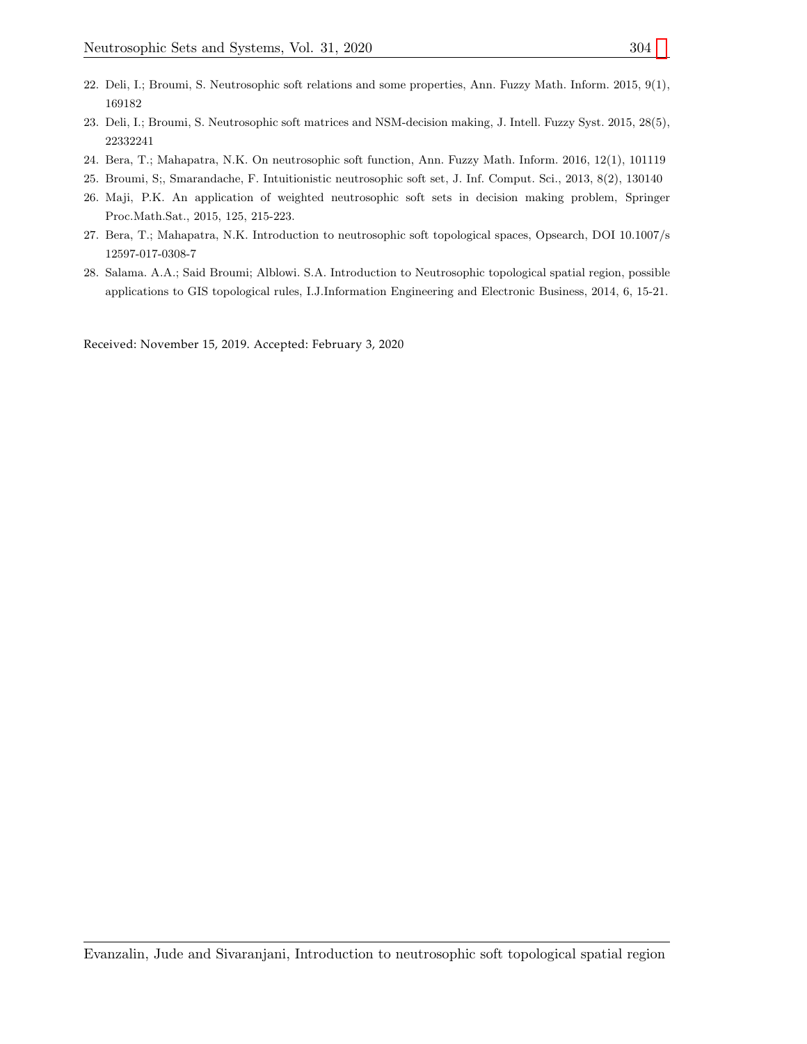22. Deli, I.; Broumi, S. Neutrosophic soft relations and some properties, Ann. Fuzzy Math. Inform. 2015, 9(1), 169182
23. Deli, I.; Broumi, S. Neutrosophic soft matrices and NSM-decision making, J. Intell. Fuzzy Syst. 2015, 28(5), 22332241
24. Bera, T.; Mahapatra, N.K. On neutrosophic soft function, Ann. Fuzzy Math. Inform. 2016, 12(1), 101119
25. Broumi, S;, Smarandache, F. Intuitionistic neutrosophic soft set, J. Inf. Comput. Sci., 2013, 8(2), 130140
26. Maji, P.K. An application of weighted neutrosophic soft sets in decision making problem, Springer Proc.Math.Sat., 2015, 125, 215-223.
27. Bera, T.; Mahapatra, N.K. Introduction to neutrosophic soft topological spaces, Opsearch, DOI 10.1007/s 12597-017-0308-7
28. Salama. A.A.; Said Broumi; Alblowi. S.A. Introduction to Neutrosophic topological spatial region, possible applications to GIS topological rules, I.J.Information Engineering and Electronic Business, 2014, 6, 15-21.

Received: November 15, 2019. Accepted: February 3, 2020